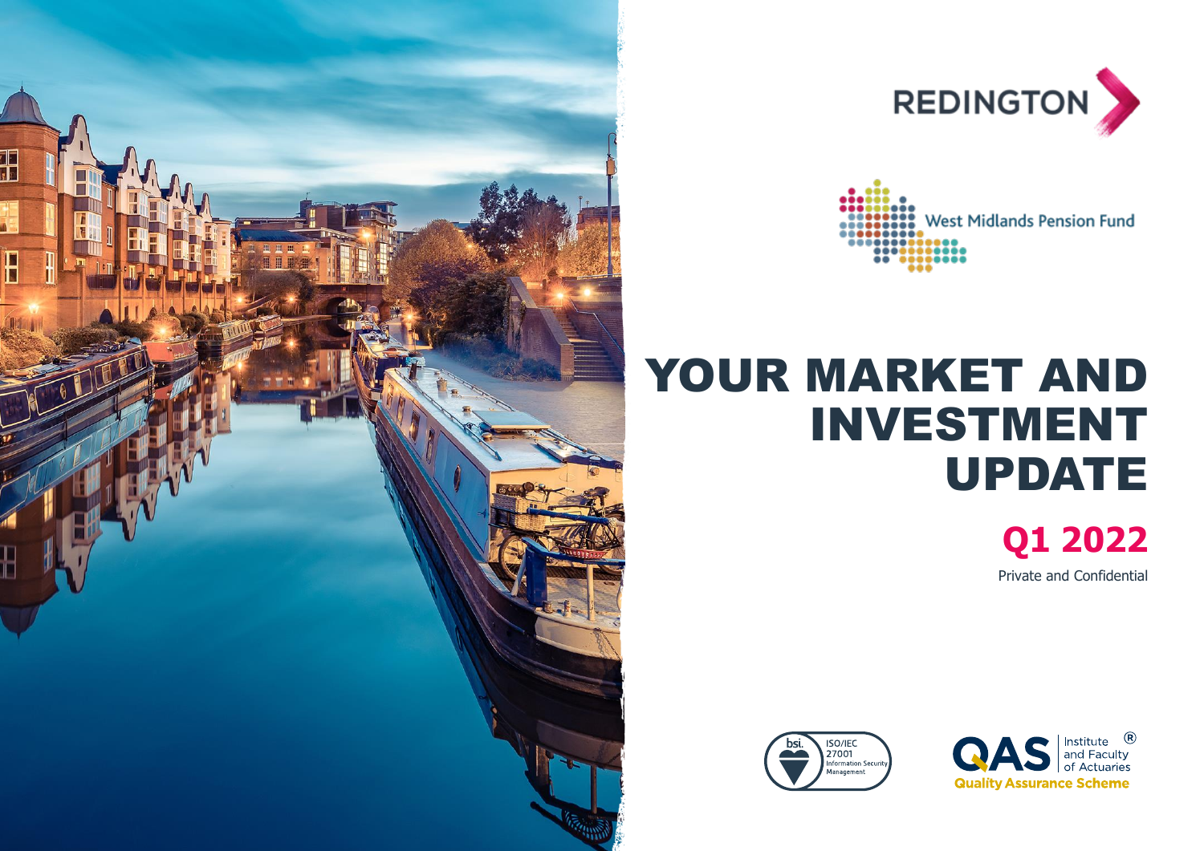REDINGTON

West Midlands Pension Fund

# YOUR MARKET AND INVESTMENT UPDATE

## Q1 2022

Private and Confidential

bsi. ISO/IEC 27001 Information Security Management

QAS Institute and Faculty of Actuaries ® Quality Assurance Scheme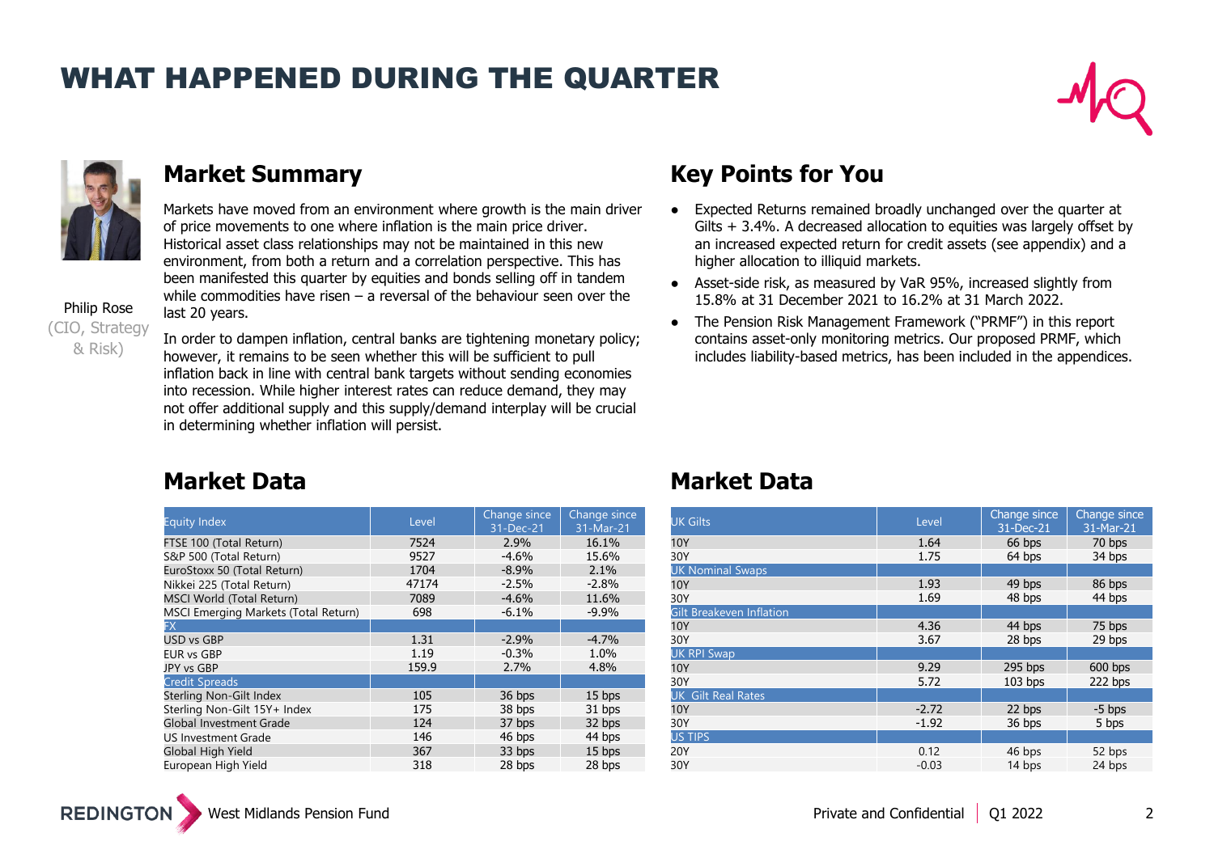# WHAT HAPPENED DURING THE QUARTER

Philip Rose
(CIO, Strategy & Risk)

## Market Summary

Markets have moved from an environment where growth is the main driver of price movements to one where inflation is the main price driver. Historical asset class relationships may not be maintained in this new environment, from both a return and a correlation perspective. This has been manifested this quarter by equities and bonds selling off in tandem while commodities have risen – a reversal of the behaviour seen over the last 20 years.

In order to dampen inflation, central banks are tightening monetary policy; however, it remains to be seen whether this will be sufficient to pull inflation back in line with central bank targets without sending economies into recession. While higher interest rates can reduce demand, they may not offer additional supply and this supply/demand interplay will be crucial in determining whether inflation will persist.

## Key Points for You

- Expected Returns remained broadly unchanged over the quarter at Gilts + 3.4%. A decreased allocation to equities was largely offset by an increased expected return for credit assets (see appendix) and a higher allocation to illiquid markets.
- Asset-side risk, as measured by VaR 95%, increased slightly from 15.8% at 31 December 2021 to 16.2% at 31 March 2022.
- The Pension Risk Management Framework ("PRMF") in this report contains asset-only monitoring metrics. Our proposed PRMF, which includes liability-based metrics, has been included in the appendices.

## Market Data

| Equity Index | Level | Change since 31-Dec-21 | Change since 31-Mar-21 |
|---|---|---|---|
| FTSE 100 (Total Return) | 7524 | 2.9% | 16.1% |
| S&P 500 (Total Return) | 9527 | -4.6% | 15.6% |
| EuroStoxx 50 (Total Return) | 1704 | -8.9% | 2.1% |
| Nikkei 225 (Total Return) | 47174 | -2.5% | -2.8% |
| MSCI World (Total Return) | 7089 | -4.6% | 11.6% |
| MSCI Emerging Markets (Total Return) | 698 | -6.1% | -9.9% |
| **FX** | | | |
| USD vs GBP | 1.31 | -2.9% | -4.7% |
| EUR vs GBP | 1.19 | -0.3% | 1.0% |
| JPY vs GBP | 159.9 | 2.7% | 4.8% |
| **Credit Spreads** | | | |
| Sterling Non-Gilt Index | 105 | 36 bps | 15 bps |
| Sterling Non-Gilt 15Y+ Index | 175 | 38 bps | 31 bps |
| Global Investment Grade | 124 | 37 bps | 32 bps |
| US Investment Grade | 146 | 46 bps | 44 bps |
| Global High Yield | 367 | 33 bps | 15 bps |
| European High Yield | 318 | 28 bps | 28 bps |

## Market Data

| UK Gilts | Level | Change since 31-Dec-21 | Change since 31-Mar-21 |
|---|---|---|---|
| 10Y | 1.64 | 66 bps | 70 bps |
| 30Y | 1.75 | 64 bps | 34 bps |
| **UK Nominal Swaps** | | | |
| 10Y | 1.93 | 49 bps | 86 bps |
| 30Y | 1.69 | 48 bps | 44 bps |
| **Gilt Breakeven Inflation** | | | |
| 10Y | 4.36 | 44 bps | 75 bps |
| 30Y | 3.67 | 28 bps | 29 bps |
| **UK RPI Swap** | | | |
| 10Y | 9.29 | 295 bps | 600 bps |
| 30Y | 5.72 | 103 bps | 222 bps |
| **UK Gilt Real Rates** | | | |
| 10Y | -2.72 | 22 bps | -5 bps |
| 30Y | -1.92 | 36 bps | 5 bps |
| **US TIPS** | | | |
| 20Y | 0.12 | 46 bps | 52 bps |
| 30Y | -0.03 | 14 bps | 24 bps |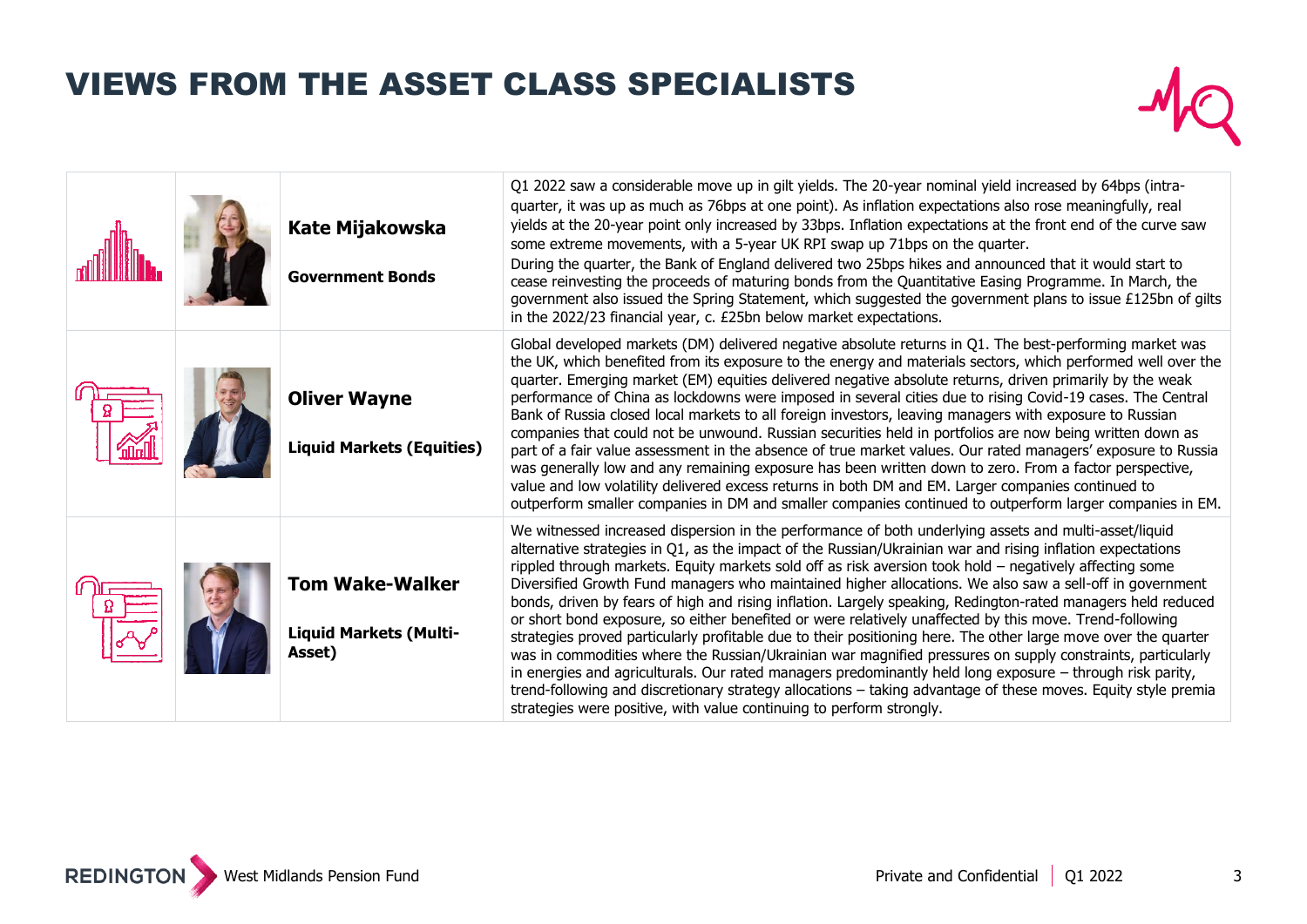# VIEWS FROM THE ASSET CLASS SPECIALISTS

| Specialist | Area | Commentary |
|---|---|---|
| **Kate Mijakowska** | **Government Bonds** | Q1 2022 saw a considerable move up in gilt yields. The 20-year nominal yield increased by 64bps (intra-quarter, it was up as much as 76bps at one point). As inflation expectations also rose meaningfully, real yields at the 20-year point only increased by 33bps. Inflation expectations at the front end of the curve saw some extreme movements, with a 5-year UK RPI swap up 71bps on the quarter. During the quarter, the Bank of England delivered two 25bps hikes and announced that it would start to cease reinvesting the proceeds of maturing bonds from the Quantitative Easing Programme. In March, the government also issued the Spring Statement, which suggested the government plans to issue £125bn of gilts in the 2022/23 financial year, c. £25bn below market expectations. |
| **Oliver Wayne** | **Liquid Markets (Equities)** | Global developed markets (DM) delivered negative absolute returns in Q1. The best-performing market was the UK, which benefited from its exposure to the energy and materials sectors, which performed well over the quarter. Emerging market (EM) equities delivered negative absolute returns, driven primarily by the weak performance of China as lockdowns were imposed in several cities due to rising Covid-19 cases. The Central Bank of Russia closed local markets to all foreign investors, leaving managers with exposure to Russian companies that could not be unwound. Russian securities held in portfolios are now being written down as part of a fair value assessment in the absence of true market values. Our rated managers' exposure to Russia was generally low and any remaining exposure has been written down to zero. From a factor perspective, value and low volatility delivered excess returns in both DM and EM. Larger companies continued to outperform smaller companies in DM and smaller companies continued to outperform larger companies in EM. |
| **Tom Wake-Walker** | **Liquid Markets (Multi-Asset)** | We witnessed increased dispersion in the performance of both underlying assets and multi-asset/liquid alternative strategies in Q1, as the impact of the Russian/Ukrainian war and rising inflation expectations rippled through markets. Equity markets sold off as risk aversion took hold – negatively affecting some Diversified Growth Fund managers who maintained higher allocations. We also saw a sell-off in government bonds, driven by fears of high and rising inflation. Largely speaking, Redington-rated managers held reduced or short bond exposure, so either benefited or were relatively unaffected by this move. Trend-following strategies proved particularly profitable due to their positioning here. The other large move over the quarter was in commodities where the Russian/Ukrainian war magnified pressures on supply constraints, particularly in energies and agriculturals. Our rated managers predominantly held long exposure – through risk parity, trend-following and discretionary strategy allocations – taking advantage of these moves. Equity style premia strategies were positive, with value continuing to perform strongly. |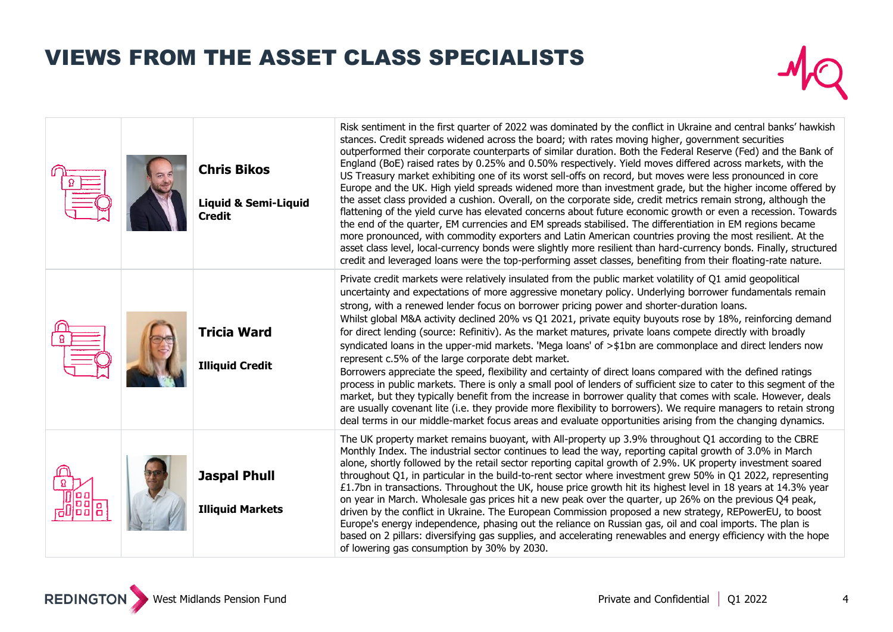# VIEWS FROM THE ASSET CLASS SPECIALISTS

| | | | |
|---|---|---|---|
| | | **Chris Bikos**<br><br>**Liquid & Semi-Liquid Credit** | Risk sentiment in the first quarter of 2022 was dominated by the conflict in Ukraine and central banks' hawkish stances. Credit spreads widened across the board; with rates moving higher, government securities outperformed their corporate counterparts of similar duration. Both the Federal Reserve (Fed) and the Bank of England (BoE) raised rates by 0.25% and 0.50% respectively. Yield moves differed across markets, with the US Treasury market exhibiting one of its worst sell-offs on record, but moves were less pronounced in core Europe and the UK. High yield spreads widened more than investment grade, but the higher income offered by the asset class provided a cushion. Overall, on the corporate side, credit metrics remain strong, although the flattening of the yield curve has elevated concerns about future economic growth or even a recession. Towards the end of the quarter, EM currencies and EM spreads stabilised. The differentiation in EM regions became more pronounced, with commodity exporters and Latin American countries proving the most resilient. At the asset class level, local-currency bonds were slightly more resilient than hard-currency bonds. Finally, structured credit and leveraged loans were the top-performing asset classes, benefiting from their floating-rate nature. |
| | | **Tricia Ward**<br><br>**Illiquid Credit** | Private credit markets were relatively insulated from the public market volatility of Q1 amid geopolitical uncertainty and expectations of more aggressive monetary policy. Underlying borrower fundamentals remain strong, with a renewed lender focus on borrower pricing power and shorter-duration loans.<br>Whilst global M&A activity declined 20% vs Q1 2021, private equity buyouts rose by 18%, reinforcing demand for direct lending (source: Refinitiv). As the market matures, private loans compete directly with broadly syndicated loans in the upper-mid markets. 'Mega loans' of >$1bn are commonplace and direct lenders now represent c.5% of the large corporate debt market.<br>Borrowers appreciate the speed, flexibility and certainty of direct loans compared with the defined ratings process in public markets. There is only a small pool of lenders of sufficient size to cater to this segment of the market, but they typically benefit from the increase in borrower quality that comes with scale. However, deals are usually covenant lite (i.e. they provide more flexibility to borrowers). We require managers to retain strong deal terms in our middle-market focus areas and evaluate opportunities arising from the changing dynamics. |
| | | **Jaspal Phull**<br><br>**Illiquid Markets** | The UK property market remains buoyant, with All-property up 3.9% throughout Q1 according to the CBRE Monthly Index. The industrial sector continues to lead the way, reporting capital growth of 3.0% in March alone, shortly followed by the retail sector reporting capital growth of 2.9%. UK property investment soared throughout Q1, in particular in the build-to-rent sector where investment grew 50% in Q1 2022, representing £1.7bn in transactions. Throughout the UK, house price growth hit its highest level in 18 years at 14.3% year on year in March. Wholesale gas prices hit a new peak over the quarter, up 26% on the previous Q4 peak, driven by the conflict in Ukraine. The European Commission proposed a new strategy, REPowerEU, to boost Europe's energy independence, phasing out the reliance on Russian gas, oil and coal imports. The plan is based on 2 pillars: diversifying gas supplies, and accelerating renewables and energy efficiency with the hope of lowering gas consumption by 30% by 2030. |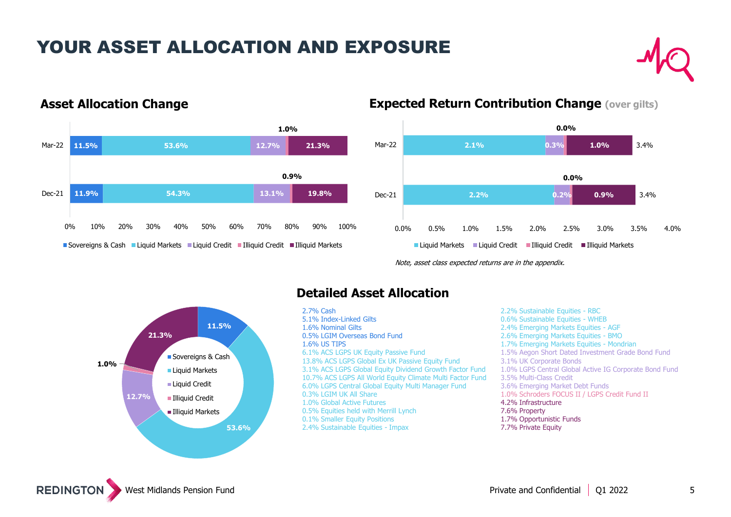# YOUR ASSET ALLOCATION AND EXPOSURE

## Asset Allocation Change

| | Sovereigns & Cash | Liquid Markets | Liquid Credit | Illiquid Credit | Illiquid Markets |
|---|---|---|---|---|---|
| Mar-22 | 11.5% | 53.6% | 12.7% | 1.0% | 21.3% |
| Dec-21 | 11.9% | 54.3% | 13.1% | 0.9% | 19.8% |

## Expected Return Contribution Change (over gilts)

| | Liquid Markets | Liquid Credit | Illiquid Credit | Illiquid Markets | Total |
|---|---|---|---|---|---|
| Mar-22 | 2.1% | 0.3% | 0.0% | 1.0% | 3.4% |
| Dec-21 | 2.2% | 0.2% | 0.0% | 0.9% | 3.4% |

*Note, asset class expected returns are in the appendix.*

| Asset class | Allocation |
|---|---|
| Sovereigns & Cash | 11.5% |
| Liquid Markets | 53.6% |
| Liquid Credit | 12.7% |
| Illiquid Credit | 1.0% |
| Illiquid Markets | 21.3% |

## Detailed Asset Allocation

- 2.7% Cash
- 5.1% Index-Linked Gilts
- 1.6% Nominal Gilts
- 0.5% LGIM Overseas Bond Fund
- 1.6% US TIPS
- 6.1% ACS LGPS UK Equity Passive Fund
- 13.8% ACS LGPS Global Ex UK Passive Equity Fund
- 3.1% ACS LGPS Global Equity Dividend Growth Factor Fund
- 10.7% ACS LGPS All World Equity Climate Multi Factor Fund
- 6.0% LGPS Central Global Equity Multi Manager Fund
- 0.3% LGIM UK All Share
- 1.0% Global Active Futures
- 0.5% Equities held with Merrill Lynch
- 0.1% Smaller Equity Positions
- 2.4% Sustainable Equities - Impax
- 2.2% Sustainable Equities - RBC
- 0.6% Sustainable Equities - WHEB
- 2.4% Emerging Markets Equities - AGF
- 2.6% Emerging Markets Equities - BMO
- 1.7% Emerging Markets Equities - Mondrian
- 1.5% Aegon Short Dated Investment Grade Bond Fund
- 3.1% UK Corporate Bonds
- 1.0% LGPS Central Global Active IG Corporate Bond Fund
- 3.5% Multi-Class Credit
- 3.6% Emerging Market Debt Funds
- 1.0% Schroders FOCUS II / LGPS Credit Fund II
- 4.2% Infrastructure
- 7.6% Property
- 1.7% Opportunistic Funds
- 7.7% Private Equity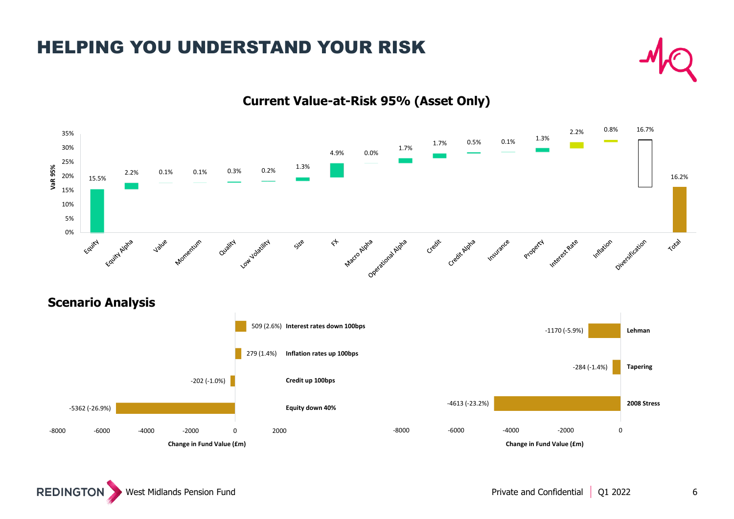# HELPING YOU UNDERSTAND YOUR RISK

## Current Value-at-Risk 95% (Asset Only)

| Component | VaR 95% |
|---|---|
| Equity | 15.5% |
| Equity Alpha | 2.2% |
| Value | 0.1% |
| Momentum | 0.1% |
| Quality | 0.3% |
| Low Volatility | 0.2% |
| Size | 1.3% |
| FX | 4.9% |
| Macro Alpha | 0.0% |
| Operational Alpha | 1.7% |
| Credit | 1.7% |
| Credit Alpha | 0.5% |
| Insurance | 0.1% |
| Property | 1.3% |
| Interest Rate | 2.2% |
| Inflation | 0.8% |
| Diversification | 16.7% |
| Total | 16.2% |

## Scenario Analysis

| Scenario | Change in Fund Value (£m) |
|---|---|
| Interest rates down 100bps | 509 (2.6%) |
| Inflation rates up 100bps | 279 (1.4%) |
| Credit up 100bps | -202 (-1.0%) |
| Equity down 40% | -5362 (-26.9%) |
| Lehman | -1170 (-5.9%) |
| Tapering | -284 (-1.4%) |
| 2008 Stress | -4613 (-23.2%) |

West Midlands Pension Fund

Private and Confidential | Q1 2022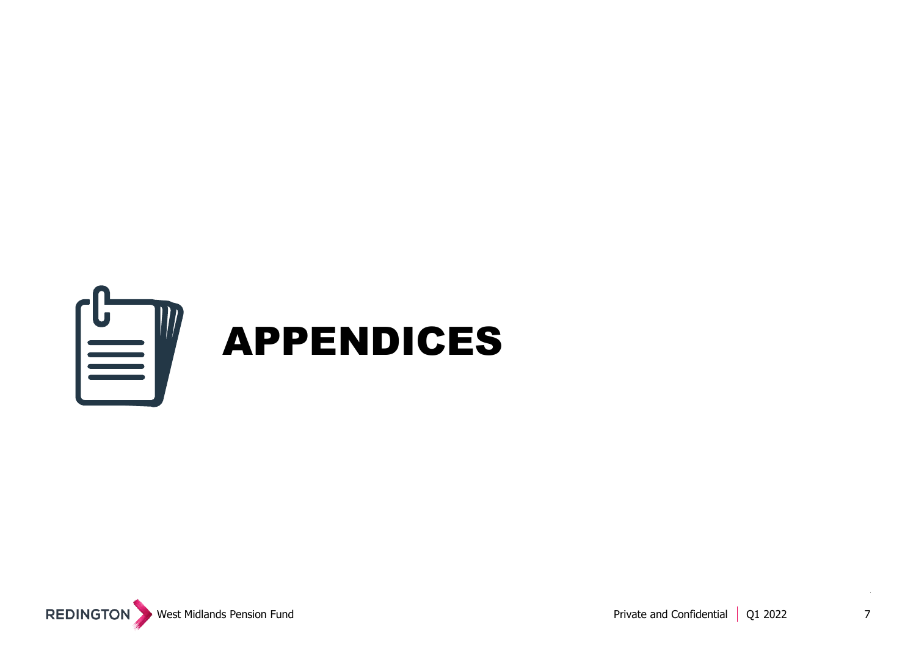# APPENDICES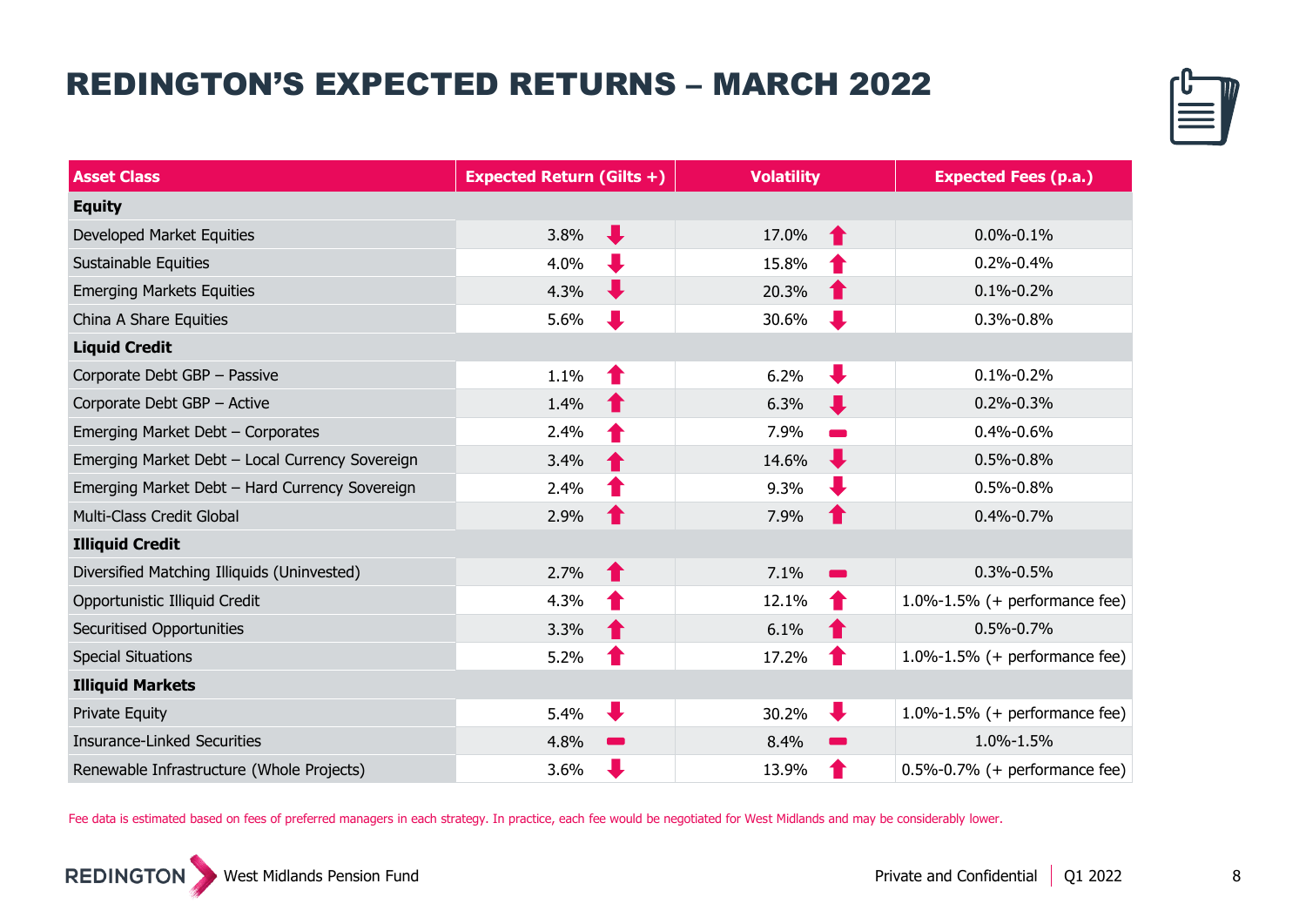# REDINGTON'S EXPECTED RETURNS – MARCH 2022

| Asset Class | Expected Return (Gilts +) | | Volatility | | Expected Fees (p.a.) |
|---|---|---|---|---|---|
| **Equity** | | | | | |
| Developed Market Equities | 3.8% | ↓ | 17.0% | ↑ | 0.0%-0.1% |
| Sustainable Equities | 4.0% | ↓ | 15.8% | ↑ | 0.2%-0.4% |
| Emerging Markets Equities | 4.3% | ↓ | 20.3% | ↑ | 0.1%-0.2% |
| China A Share Equities | 5.6% | ↓ | 30.6% | ↓ | 0.3%-0.8% |
| **Liquid Credit** | | | | | |
| Corporate Debt GBP – Passive | 1.1% | ↑ | 6.2% | ↓ | 0.1%-0.2% |
| Corporate Debt GBP – Active | 1.4% | ↑ | 6.3% | ↓ | 0.2%-0.3% |
| Emerging Market Debt – Corporates | 2.4% | ↑ | 7.9% | – | 0.4%-0.6% |
| Emerging Market Debt – Local Currency Sovereign | 3.4% | ↑ | 14.6% | ↓ | 0.5%-0.8% |
| Emerging Market Debt – Hard Currency Sovereign | 2.4% | ↑ | 9.3% | ↓ | 0.5%-0.8% |
| Multi-Class Credit Global | 2.9% | ↑ | 7.9% | ↑ | 0.4%-0.7% |
| **Illiquid Credit** | | | | | |
| Diversified Matching Illiquids (Uninvested) | 2.7% | ↑ | 7.1% | – | 0.3%-0.5% |
| Opportunistic Illiquid Credit | 4.3% | ↑ | 12.1% | ↑ | 1.0%-1.5% (+ performance fee) |
| Securitised Opportunities | 3.3% | ↑ | 6.1% | ↑ | 0.5%-0.7% |
| Special Situations | 5.2% | ↑ | 17.2% | ↑ | 1.0%-1.5% (+ performance fee) |
| **Illiquid Markets** | | | | | |
| Private Equity | 5.4% | ↓ | 30.2% | ↓ | 1.0%-1.5% (+ performance fee) |
| Insurance-Linked Securities | 4.8% | – | 8.4% | – | 1.0%-1.5% |
| Renewable Infrastructure (Whole Projects) | 3.6% | ↓ | 13.9% | ↑ | 0.5%-0.7% (+ performance fee) |

Fee data is estimated based on fees of preferred managers in each strategy. In practice, each fee would be negotiated for West Midlands and may be considerably lower.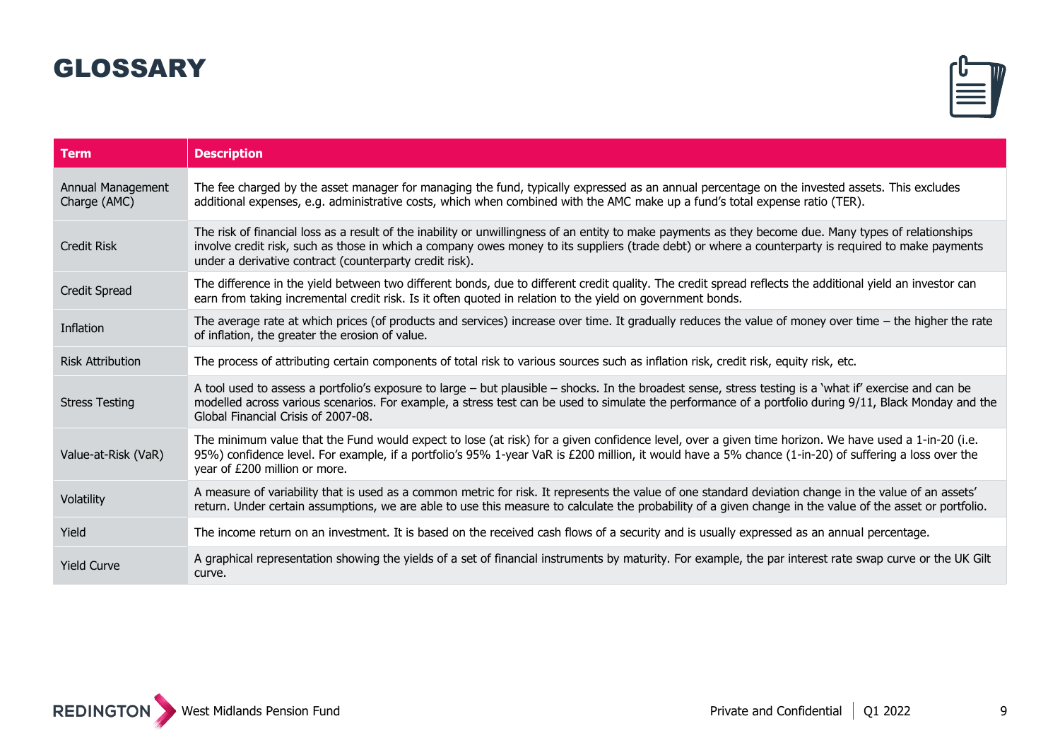# GLOSSARY

| Term | Description |
|---|---|
| Annual Management Charge (AMC) | The fee charged by the asset manager for managing the fund, typically expressed as an annual percentage on the invested assets. This excludes additional expenses, e.g. administrative costs, which when combined with the AMC make up a fund's total expense ratio (TER). |
| Credit Risk | The risk of financial loss as a result of the inability or unwillingness of an entity to make payments as they become due. Many types of relationships involve credit risk, such as those in which a company owes money to its suppliers (trade debt) or where a counterparty is required to make payments under a derivative contract (counterparty credit risk). |
| Credit Spread | The difference in the yield between two different bonds, due to different credit quality. The credit spread reflects the additional yield an investor can earn from taking incremental credit risk. Is it often quoted in relation to the yield on government bonds. |
| Inflation | The average rate at which prices (of products and services) increase over time. It gradually reduces the value of money over time – the higher the rate of inflation, the greater the erosion of value. |
| Risk Attribution | The process of attributing certain components of total risk to various sources such as inflation risk, credit risk, equity risk, etc. |
| Stress Testing | A tool used to assess a portfolio's exposure to large – but plausible – shocks. In the broadest sense, stress testing is a 'what if' exercise and can be modelled across various scenarios. For example, a stress test can be used to simulate the performance of a portfolio during 9/11, Black Monday and the Global Financial Crisis of 2007-08. |
| Value-at-Risk (VaR) | The minimum value that the Fund would expect to lose (at risk) for a given confidence level, over a given time horizon. We have used a 1-in-20 (i.e. 95%) confidence level. For example, if a portfolio's 95% 1-year VaR is £200 million, it would have a 5% chance (1-in-20) of suffering a loss over the year of £200 million or more. |
| Volatility | A measure of variability that is used as a common metric for risk. It represents the value of one standard deviation change in the value of an assets' return. Under certain assumptions, we are able to use this measure to calculate the probability of a given change in the value of the asset or portfolio. |
| Yield | The income return on an investment. It is based on the received cash flows of a security and is usually expressed as an annual percentage. |
| Yield Curve | A graphical representation showing the yields of a set of financial instruments by maturity. For example, the par interest rate swap curve or the UK Gilt curve. |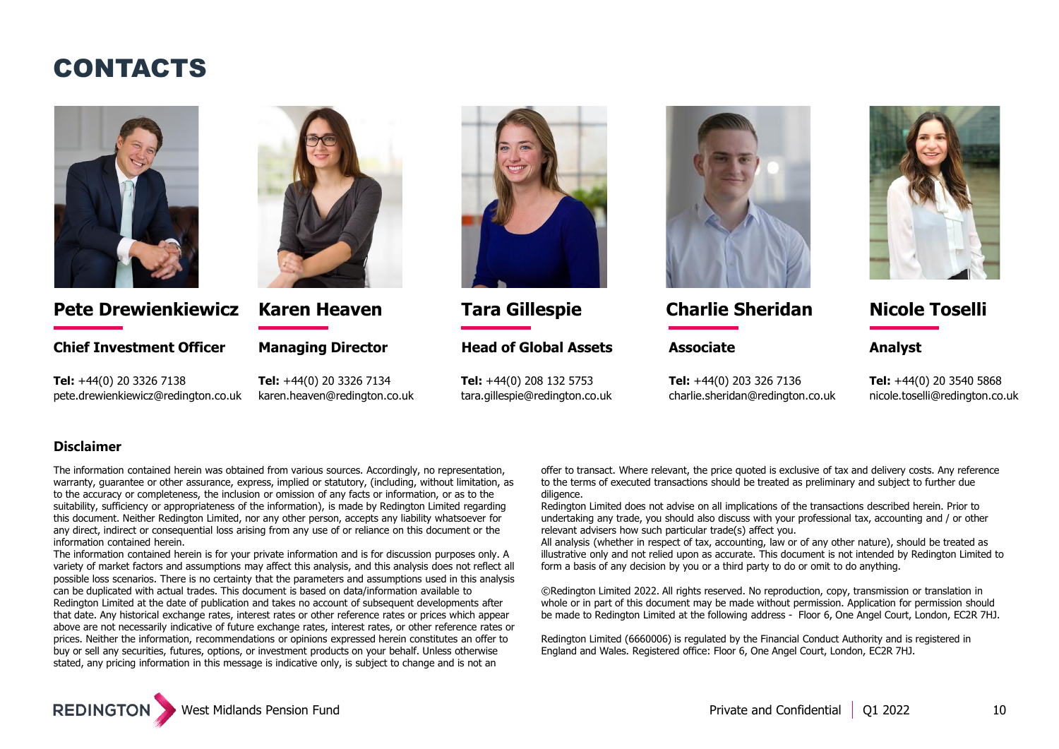# CONTACTS

**Pete Drewienkiewicz**

**Chief Investment Officer**

**Tel:** +44(0) 20 3326 7138
pete.drewienkiewicz@redington.co.uk

**Karen Heaven**

**Managing Director**

**Tel:** +44(0) 20 3326 7134
karen.heaven@redington.co.uk

**Tara Gillespie**

**Head of Global Assets**

**Tel:** +44(0) 208 132 5753
tara.gillespie@redington.co.uk

**Charlie Sheridan**

**Associate**

**Tel:** +44(0) 203 326 7136
charlie.sheridan@redington.co.uk

**Nicole Toselli**

**Analyst**

**Tel:** +44(0) 20 3540 5868
nicole.toselli@redington.co.uk

### Disclaimer

The information contained herein was obtained from various sources. Accordingly, no representation, warranty, guarantee or other assurance, express, implied or statutory, (including, without limitation, as to the accuracy or completeness, the inclusion or omission of any facts or information, or as to the suitability, sufficiency or appropriateness of the information), is made by Redington Limited regarding this document. Neither Redington Limited, nor any other person, accepts any liability whatsoever for any direct, indirect or consequential loss arising from any use of or reliance on this document or the information contained herein.

The information contained herein is for your private information and is for discussion purposes only. A variety of market factors and assumptions may affect this analysis, and this analysis does not reflect all possible loss scenarios. There is no certainty that the parameters and assumptions used in this analysis can be duplicated with actual trades. This document is based on data/information available to Redington Limited at the date of publication and takes no account of subsequent developments after that date. Any historical exchange rates, interest rates or other reference rates or prices which appear above are not necessarily indicative of future exchange rates, interest rates, or other reference rates or prices. Neither the information, recommendations or opinions expressed herein constitutes an offer to buy or sell any securities, futures, options, or investment products on your behalf. Unless otherwise stated, any pricing information in this message is indicative only, is subject to change and is not an offer to transact. Where relevant, the price quoted is exclusive of tax and delivery costs. Any reference to the terms of executed transactions should be treated as preliminary and subject to further due diligence.

Redington Limited does not advise on all implications of the transactions described herein. Prior to undertaking any trade, you should also discuss with your professional tax, accounting and / or other relevant advisers how such particular trade(s) affect you.

All analysis (whether in respect of tax, accounting, law or of any other nature), should be treated as illustrative only and not relied upon as accurate. This document is not intended by Redington Limited to form a basis of any decision by you or a third party to do or omit to do anything.

©Redington Limited 2022. All rights reserved. No reproduction, copy, transmission or translation in whole or in part of this document may be made without permission. Application for permission should be made to Redington Limited at the following address - Floor 6, One Angel Court, London, EC2R 7HJ.

Redington Limited (6660006) is regulated by the Financial Conduct Authority and is registered in England and Wales. Registered office: Floor 6, One Angel Court, London, EC2R 7HJ.